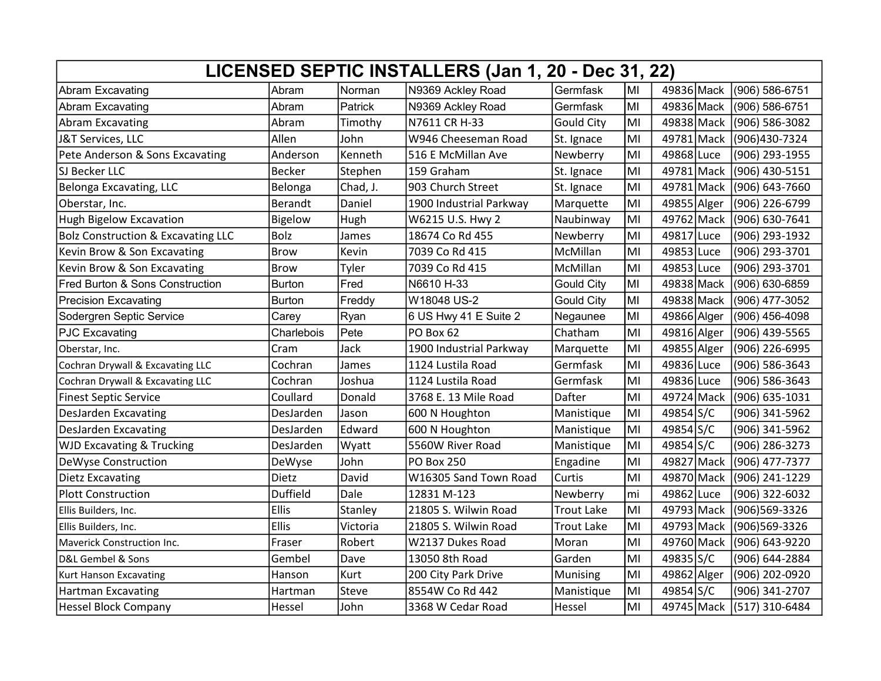# LICENSED SEPTIC INSTALLERS (Jan 1, 20 - Dec 31, 22)

| | | | | | | | | |
|---|---|---|---|---|---|---|---|---|
| Abram Excavating | Abram | Norman | N9369 Ackley Road | Germfask | MI | 49836 | Mack | (906) 586-6751 |
| Abram Excavating | Abram | Patrick | N9369 Ackley Road | Germfask | MI | 49836 | Mack | (906) 586-6751 |
| Abram Excavating | Abram | Timothy | N7611 CR H-33 | Gould City | MI | 49838 | Mack | (906) 586-3082 |
| J&T Services, LLC | Allen | John | W946 Cheeseman Road | St. Ignace | MI | 49781 | Mack | (906)430-7324 |
| Pete Anderson & Sons Excavating | Anderson | Kenneth | 516 E McMillan Ave | Newberry | MI | 49868 | Luce | (906) 293-1955 |
| SJ Becker LLC | Becker | Stephen | 159 Graham | St. Ignace | MI | 49781 | Mack | (906) 430-5151 |
| Belonga Excavating, LLC | Belonga | Chad, J. | 903 Church Street | St. Ignace | MI | 49781 | Mack | (906) 643-7660 |
| Oberstar, Inc. | Berandt | Daniel | 1900 Industrial Parkway | Marquette | MI | 49855 | Alger | (906) 226-6799 |
| Hugh Bigelow Excavation | Bigelow | Hugh | W6215 U.S. Hwy 2 | Naubinway | MI | 49762 | Mack | (906) 630-7641 |
| Bolz Construction & Excavating LLC | Bolz | James | 18674 Co Rd 455 | Newberry | MI | 49817 | Luce | (906) 293-1932 |
| Kevin Brow & Son Excavating | Brow | Kevin | 7039 Co Rd 415 | McMillan | MI | 49853 | Luce | (906) 293-3701 |
| Kevin Brow & Son Excavating | Brow | Tyler | 7039 Co Rd 415 | McMillan | MI | 49853 | Luce | (906) 293-3701 |
| Fred Burton & Sons Construction | Burton | Fred | N6610 H-33 | Gould City | MI | 49838 | Mack | (906) 630-6859 |
| Precision Excavating | Burton | Freddy | W18048 US-2 | Gould City | MI | 49838 | Mack | (906) 477-3052 |
| Sodergren Septic Service | Carey | Ryan | 6 US Hwy 41 E Suite 2 | Negaunee | MI | 49866 | Alger | (906) 456-4098 |
| PJC Excavating | Charlebois | Pete | PO Box 62 | Chatham | MI | 49816 | Alger | (906) 439-5565 |
| Oberstar, Inc. | Cram | Jack | 1900 Industrial Parkway | Marquette | MI | 49855 | Alger | (906) 226-6995 |
| Cochran Drywall & Excavating LLC | Cochran | James | 1124 Lustila Road | Germfask | MI | 49836 | Luce | (906) 586-3643 |
| Cochran Drywall & Excavating LLC | Cochran | Joshua | 1124 Lustila Road | Germfask | MI | 49836 | Luce | (906) 586-3643 |
| Finest Septic Service | Coullard | Donald | 3768 E. 13 Mile Road | Dafter | MI | 49724 | Mack | (906) 635-1031 |
| DesJarden Excavating | DesJarden | Jason | 600 N Houghton | Manistique | MI | 49854 | S/C | (906) 341-5962 |
| DesJarden Excavating | DesJarden | Edward | 600 N Houghton | Manistique | MI | 49854 | S/C | (906) 341-5962 |
| WJD Excavating & Trucking | DesJarden | Wyatt | 5560W River Road | Manistique | MI | 49854 | S/C | (906) 286-3273 |
| DeWyse Construction | DeWyse | John | PO Box 250 | Engadine | MI | 49827 | Mack | (906) 477-7377 |
| Dietz Excavating | Dietz | David | W16305 Sand Town Road | Curtis | MI | 49870 | Mack | (906) 241-1229 |
| Plott Construction | Duffield | Dale | 12831 M-123 | Newberry | mi | 49862 | Luce | (906) 322-6032 |
| Ellis Builders, Inc. | Ellis | Stanley | 21805 S. Wilwin Road | Trout Lake | MI | 49793 | Mack | (906)569-3326 |
| Ellis Builders, Inc. | Ellis | Victoria | 21805 S. Wilwin Road | Trout Lake | MI | 49793 | Mack | (906)569-3326 |
| Maverick Construction Inc. | Fraser | Robert | W2137 Dukes Road | Moran | MI | 49760 | Mack | (906) 643-9220 |
| D&L Gembel & Sons | Gembel | Dave | 13050 8th Road | Garden | MI | 49835 | S/C | (906) 644-2884 |
| Kurt Hanson Excavating | Hanson | Kurt | 200 City Park Drive | Munising | MI | 49862 | Alger | (906) 202-0920 |
| Hartman Excavating | Hartman | Steve | 8554W Co Rd 442 | Manistique | MI | 49854 | S/C | (906) 341-2707 |
| Hessel Block Company | Hessel | John | 3368 W Cedar Road | Hessel | MI | 49745 | Mack | (517) 310-6484 |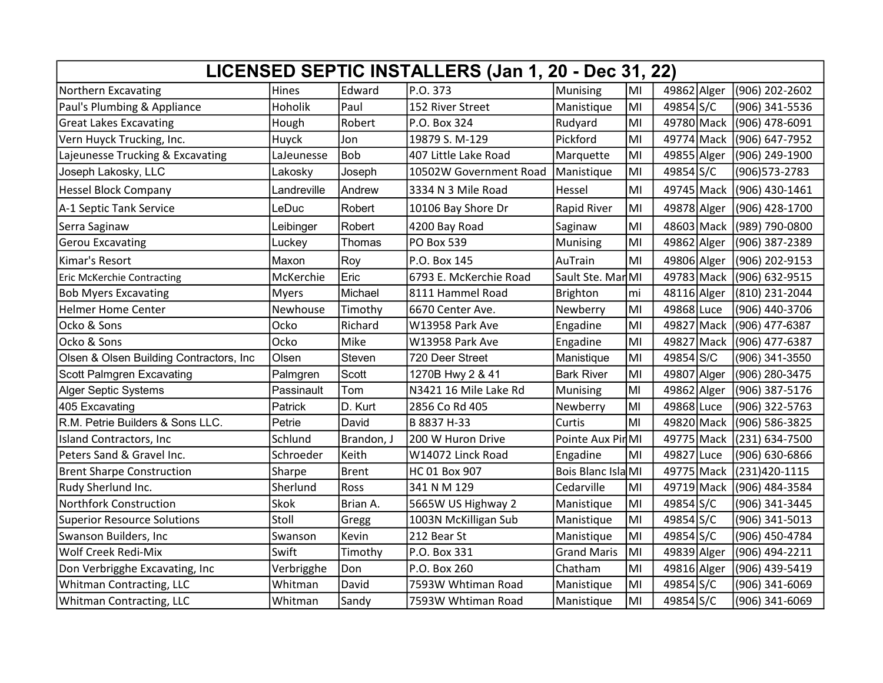| LICENSED SEPTIC INSTALLERS (Jan 1, 20 - Dec 31, 22) | | | | | | | | |
|---|---|---|---|---|---|---|---|---|
| Northern Excavating | Hines | Edward | P.O. 373 | Munising | MI | 49862 | Alger | (906) 202-2602 |
| Paul's Plumbing & Appliance | Hoholik | Paul | 152 River Street | Manistique | MI | 49854 | S/C | (906) 341-5536 |
| Great Lakes Excavating | Hough | Robert | P.O. Box 324 | Rudyard | MI | 49780 | Mack | (906) 478-6091 |
| Vern Huyck Trucking, Inc. | Huyck | Jon | 19879 S. M-129 | Pickford | MI | 49774 | Mack | (906) 647-7952 |
| Lajeunesse Trucking & Excavating | LaJeunesse | Bob | 407 Little Lake Road | Marquette | MI | 49855 | Alger | (906) 249-1900 |
| Joseph Lakosky, LLC | Lakosky | Joseph | 10502W Government Road | Manistique | MI | 49854 | S/C | (906)573-2783 |
| Hessel Block Company | Landreville | Andrew | 3334 N 3 Mile Road | Hessel | MI | 49745 | Mack | (906) 430-1461 |
| A-1 Septic Tank Service | LeDuc | Robert | 10106 Bay Shore Dr | Rapid River | MI | 49878 | Alger | (906) 428-1700 |
| Serra Saginaw | Leibinger | Robert | 4200 Bay Road | Saginaw | MI | 48603 | Mack | (989) 790-0800 |
| Gerou Excavating | Luckey | Thomas | PO Box 539 | Munising | MI | 49862 | Alger | (906) 387-2389 |
| Kimar's Resort | Maxon | Roy | P.O. Box 145 | AuTrain | MI | 49806 | Alger | (906) 202-9153 |
| Eric McKerchie Contracting | McKerchie | Eric | 6793 E. McKerchie Road | Sault Ste. Mar | MI | 49783 | Mack | (906) 632-9515 |
| Bob Myers Excavating | Myers | Michael | 8111 Hammel Road | Brighton | mi | 48116 | Alger | (810) 231-2044 |
| Helmer Home Center | Newhouse | Timothy | 6670 Center Ave. | Newberry | MI | 49868 | Luce | (906) 440-3706 |
| Ocko & Sons | Ocko | Richard | W13958 Park Ave | Engadine | MI | 49827 | Mack | (906) 477-6387 |
| Ocko & Sons | Ocko | Mike | W13958 Park Ave | Engadine | MI | 49827 | Mack | (906) 477-6387 |
| Olsen & Olsen Building Contractors, Inc | Olsen | Steven | 720 Deer Street | Manistique | MI | 49854 | S/C | (906) 341-3550 |
| Scott Palmgren Excavating | Palmgren | Scott | 1270B Hwy 2 & 41 | Bark River | MI | 49807 | Alger | (906) 280-3475 |
| Alger Septic Systems | Passinault | Tom | N3421 16 Mile Lake Rd | Munising | MI | 49862 | Alger | (906) 387-5176 |
| 405 Excavating | Patrick | D. Kurt | 2856 Co Rd 405 | Newberry | MI | 49868 | Luce | (906) 322-5763 |
| R.M. Petrie Builders & Sons LLC. | Petrie | David | B 8837 H-33 | Curtis | MI | 49820 | Mack | (906) 586-3825 |
| Island Contractors, Inc | Schlund | Brandon, J | 200 W Huron Drive | Pointe Aux Pin | MI | 49775 | Mack | (231) 634-7500 |
| Peters Sand & Gravel Inc. | Schroeder | Keith | W14072 Linck Road | Engadine | MI | 49827 | Luce | (906) 630-6866 |
| Brent Sharpe Construction | Sharpe | Brent | HC 01 Box 907 | Bois Blanc Isla | MI | 49775 | Mack | (231)420-1115 |
| Rudy Sherlund Inc. | Sherlund | Ross | 341 N M 129 | Cedarville | MI | 49719 | Mack | (906) 484-3584 |
| Northfork Construction | Skok | Brian A. | 5665W US Highway 2 | Manistique | MI | 49854 | S/C | (906) 341-3445 |
| Superior Resource Solutions | Stoll | Gregg | 1003N McKilligan Sub | Manistique | MI | 49854 | S/C | (906) 341-5013 |
| Swanson Builders, Inc | Swanson | Kevin | 212 Bear St | Manistique | MI | 49854 | S/C | (906) 450-4784 |
| Wolf Creek Redi-Mix | Swift | Timothy | P.O. Box 331 | Grand Maris | MI | 49839 | Alger | (906) 494-2211 |
| Don Verbrigghe Excavating, Inc | Verbrigghe | Don | P.O. Box 260 | Chatham | MI | 49816 | Alger | (906) 439-5419 |
| Whitman Contracting, LLC | Whitman | David | 7593W Whtiman Road | Manistique | MI | 49854 | S/C | (906) 341-6069 |
| Whitman Contracting, LLC | Whitman | Sandy | 7593W Whtiman Road | Manistique | MI | 49854 | S/C | (906) 341-6069 |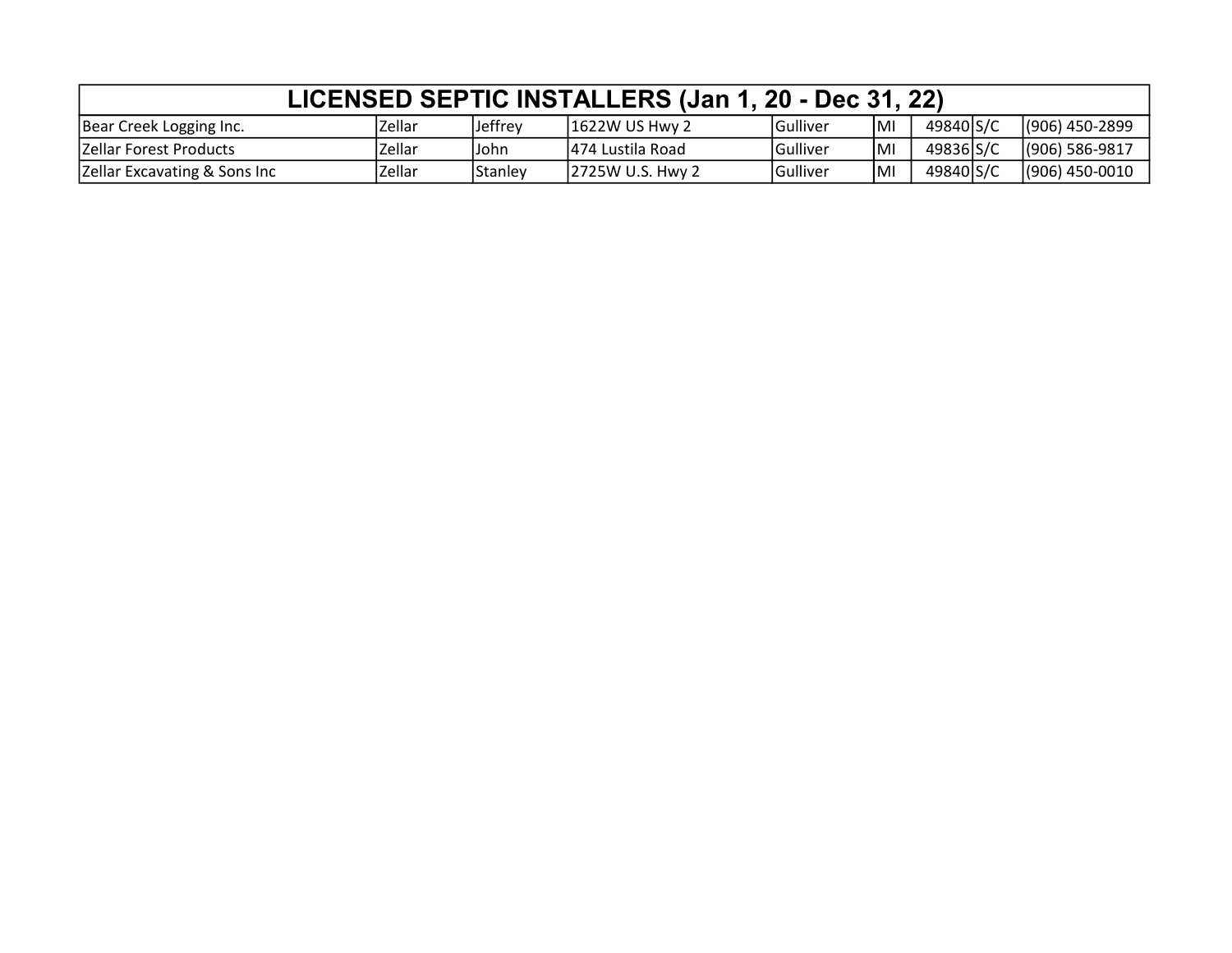# LICENSED SEPTIC INSTALLERS (Jan 1, 20 - Dec 31, 22)

| | | | | | | | | |
|---|---|---|---|---|---|---|---|---|
| Bear Creek Logging Inc. | Zellar | Jeffrey | 1622W US Hwy 2 | Gulliver | MI | 49840 | S/C | (906) 450-2899 |
| Zellar Forest Products | Zellar | John | 474 Lustila Road | Gulliver | MI | 49836 | S/C | (906) 586-9817 |
| Zellar Excavating & Sons Inc | Zellar | Stanley | 2725W U.S. Hwy 2 | Gulliver | MI | 49840 | S/C | (906) 450-0010 |